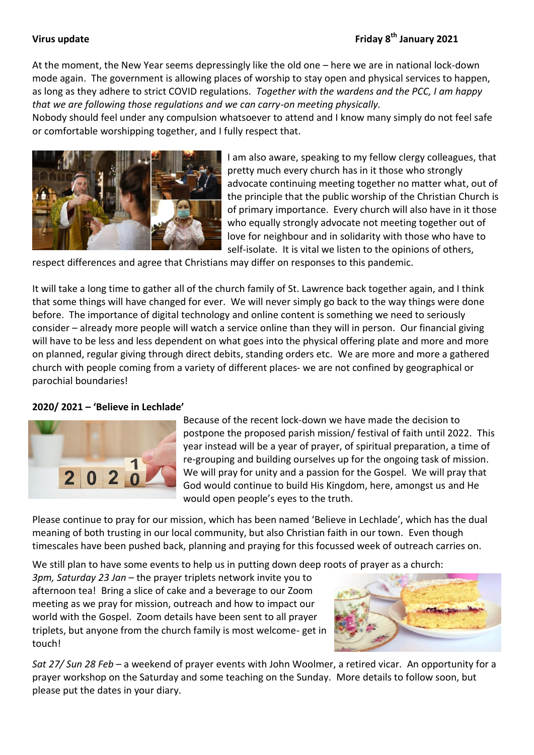**Virus update** **Friday 8th January 2021**

At the moment, the New Year seems depressingly like the old one – here we are in national lock-down mode again. The government is allowing places of worship to stay open and physical services to happen, as long as they adhere to strict COVID regulations. *Together with the wardens and the PCC, I am happy that we are following those regulations and we can carry-on meeting physically.*
Nobody should feel under any compulsion whatsoever to attend and I know many simply do not feel safe or comfortable worshipping together, and I fully respect that.

I am also aware, speaking to my fellow clergy colleagues, that pretty much every church has in it those who strongly advocate continuing meeting together no matter what, out of the principle that the public worship of the Christian Church is of primary importance. Every church will also have in it those who equally strongly advocate not meeting together out of love for neighbour and in solidarity with those who have to self-isolate. It is vital we listen to the opinions of others, respect differences and agree that Christians may differ on responses to this pandemic.

It will take a long time to gather all of the church family of St. Lawrence back together again, and I think that some things will have changed for ever. We will never simply go back to the way things were done before. The importance of digital technology and online content is something we need to seriously consider – already more people will watch a service online than they will in person. Our financial giving will have to be less and less dependent on what goes into the physical offering plate and more and more on planned, regular giving through direct debits, standing orders etc. We are more and more a gathered church with people coming from a variety of different places- we are not confined by geographical or parochial boundaries!

**2020/ 2021 – 'Believe in Lechlade'**

Because of the recent lock-down we have made the decision to postpone the proposed parish mission/ festival of faith until 2022. This year instead will be a year of prayer, of spiritual preparation, a time of re-grouping and building ourselves up for the ongoing task of mission. We will pray for unity and a passion for the Gospel. We will pray that God would continue to build His Kingdom, here, amongst us and He would open people's eyes to the truth.

Please continue to pray for our mission, which has been named 'Believe in Lechlade', which has the dual meaning of both trusting in our local community, but also Christian faith in our town. Even though timescales have been pushed back, planning and praying for this focussed week of outreach carries on.

We still plan to have some events to help us in putting down deep roots of prayer as a church:
*3pm, Saturday 23 Jan* – the prayer triplets network invite you to afternoon tea! Bring a slice of cake and a beverage to our Zoom meeting as we pray for mission, outreach and how to impact our world with the Gospel. Zoom details have been sent to all prayer triplets, but anyone from the church family is most welcome- get in touch!

*Sat 27/ Sun 28 Feb* – a weekend of prayer events with John Woolmer, a retired vicar. An opportunity for a prayer workshop on the Saturday and some teaching on the Sunday. More details to follow soon, but please put the dates in your diary.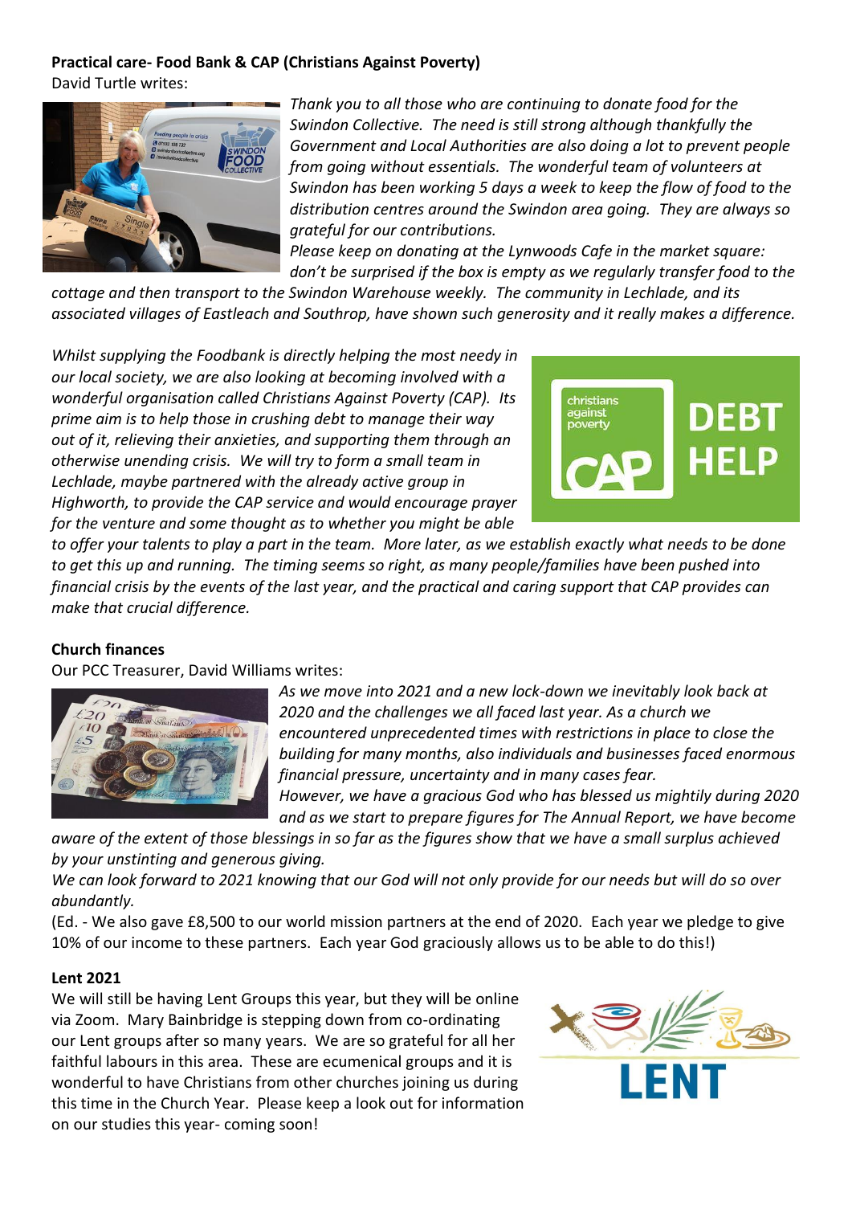**Practical care- Food Bank & CAP (Christians Against Poverty)**

David Turtle writes:

*Thank you to all those who are continuing to donate food for the Swindon Collective. The need is still strong although thankfully the Government and Local Authorities are also doing a lot to prevent people from going without essentials. The wonderful team of volunteers at Swindon has been working 5 days a week to keep the flow of food to the distribution centres around the Swindon area going. They are always so grateful for our contributions.*

*Please keep on donating at the Lynwoods Cafe in the market square: don't be surprised if the box is empty as we regularly transfer food to the cottage and then transport to the Swindon Warehouse weekly. The community in Lechlade, and its associated villages of Eastleach and Southrop, have shown such generosity and it really makes a difference.*

*Whilst supplying the Foodbank is directly helping the most needy in our local society, we are also looking at becoming involved with a wonderful organisation called Christians Against Poverty (CAP). Its prime aim is to help those in crushing debt to manage their way out of it, relieving their anxieties, and supporting them through an otherwise unending crisis. We will try to form a small team in Lechlade, maybe partnered with the already active group in Highworth, to provide the CAP service and would encourage prayer for the venture and some thought as to whether you might be able to offer your talents to play a part in the team. More later, as we establish exactly what needs to be done to get this up and running. The timing seems so right, as many people/families have been pushed into financial crisis by the events of the last year, and the practical and caring support that CAP provides can make that crucial difference.*

**Church finances**

Our PCC Treasurer, David Williams writes:

*As we move into 2021 and a new lock-down we inevitably look back at 2020 and the challenges we all faced last year. As a church we encountered unprecedented times with restrictions in place to close the building for many months, also individuals and businesses faced enormous financial pressure, uncertainty and in many cases fear.*

*However, we have a gracious God who has blessed us mightily during 2020 and as we start to prepare figures for The Annual Report, we have become aware of the extent of those blessings in so far as the figures show that we have a small surplus achieved by your unstinting and generous giving.*

*We can look forward to 2021 knowing that our God will not only provide for our needs but will do so over abundantly.*

(Ed. - We also gave £8,500 to our world mission partners at the end of 2020. Each year we pledge to give 10% of our income to these partners. Each year God graciously allows us to be able to do this!)

**Lent 2021**

We will still be having Lent Groups this year, but they will be online via Zoom. Mary Bainbridge is stepping down from co-ordinating our Lent groups after so many years. We are so grateful for all her faithful labours in this area. These are ecumenical groups and it is wonderful to have Christians from other churches joining us during this time in the Church Year. Please keep a look out for information on our studies this year- coming soon!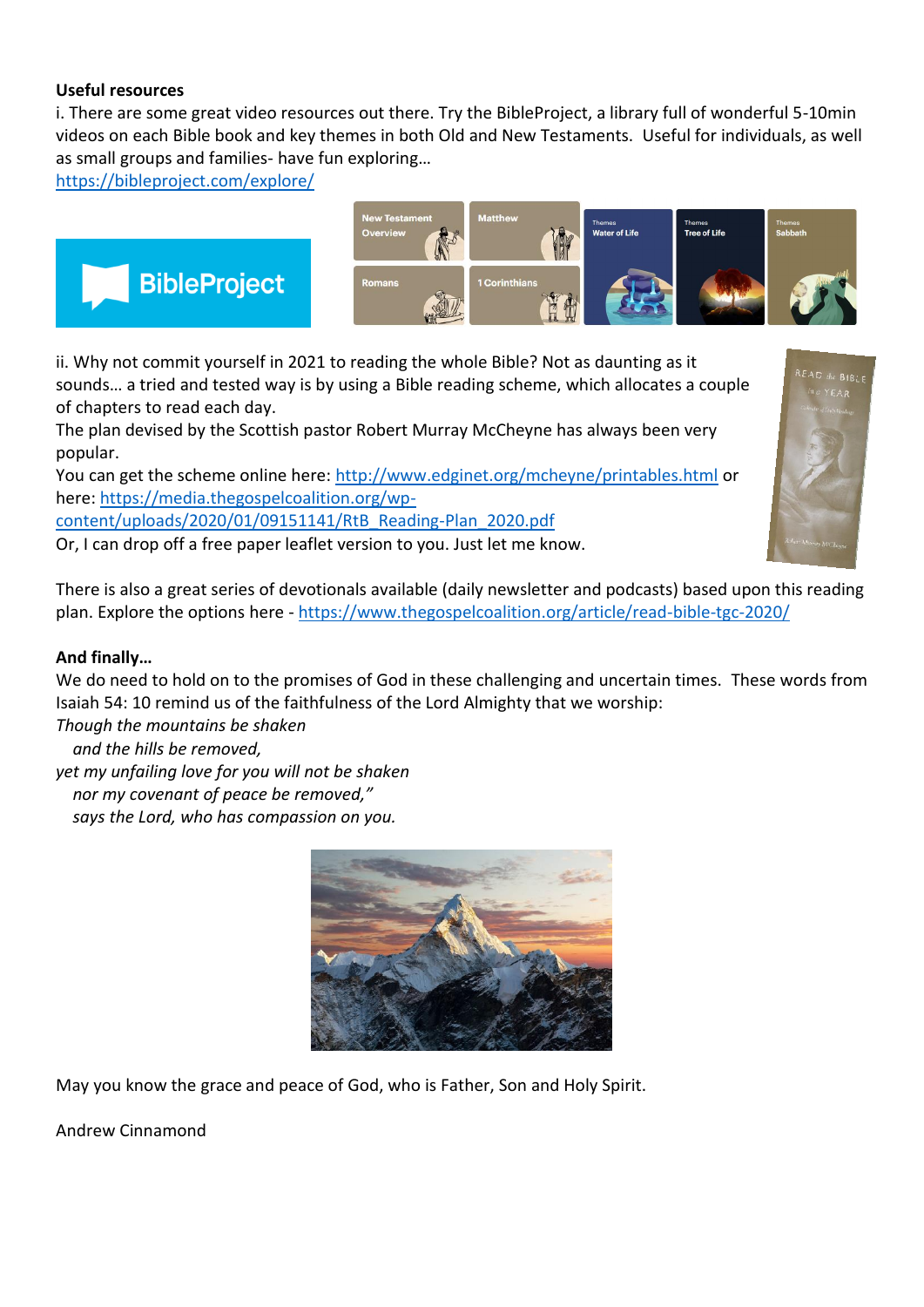**Useful resources**

i. There are some great video resources out there. Try the BibleProject, a library full of wonderful 5-10min videos on each Bible book and key themes in both Old and New Testaments. Useful for individuals, as well as small groups and families- have fun exploring…
https://bibleproject.com/explore/

ii. Why not commit yourself in 2021 to reading the whole Bible? Not as daunting as it sounds… a tried and tested way is by using a Bible reading scheme, which allocates a couple of chapters to read each day.

The plan devised by the Scottish pastor Robert Murray McCheyne has always been very popular.

You can get the scheme online here: http://www.edginet.org/mcheyne/printables.html or here: https://media.thegospelcoalition.org/wp-content/uploads/2020/01/09151141/RtB_Reading-Plan_2020.pdf

Or, I can drop off a free paper leaflet version to you. Just let me know.

There is also a great series of devotionals available (daily newsletter and podcasts) based upon this reading plan. Explore the options here - https://www.thegospelcoalition.org/article/read-bible-tgc-2020/

**And finally…**

We do need to hold on to the promises of God in these challenging and uncertain times. These words from Isaiah 54: 10 remind us of the faithfulness of the Lord Almighty that we worship:

*Though the mountains be shaken*
*and the hills be removed,*
*yet my unfailing love for you will not be shaken*
*nor my covenant of peace be removed,"*
*says the Lord, who has compassion on you.*

May you know the grace and peace of God, who is Father, Son and Holy Spirit.

Andrew Cinnamond